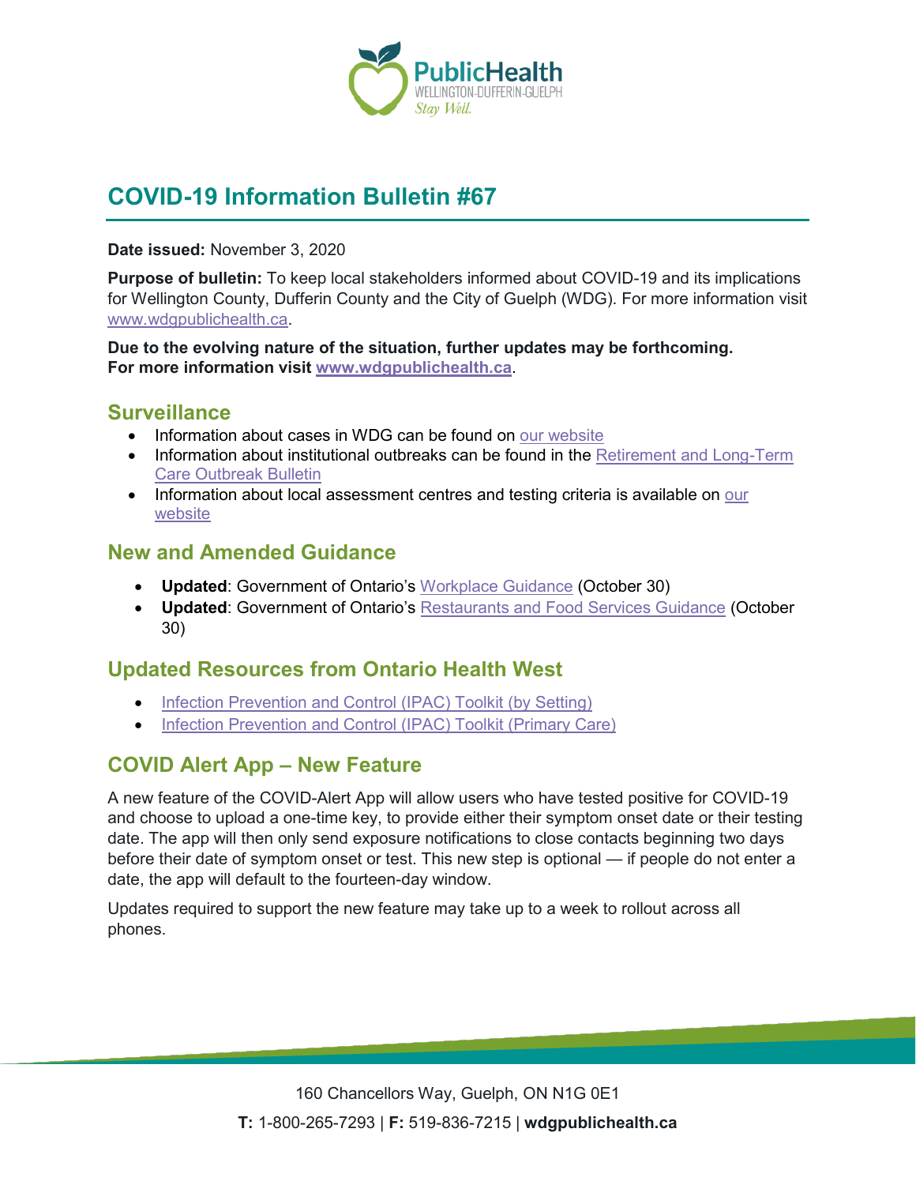# COVID-19 Information Bulletin #67

**Date issued:** November 3, 2020

**Purpose of bulletin:** To keep local stakeholders informed about COVID-19 and its implications for Wellington County, Dufferin County and the City of Guelph (WDG). For more information visit www.wdgpublichealth.ca.

**Due to the evolving nature of the situation, further updates may be forthcoming. For more information visit www.wdgpublichealth.ca.**

## Surveillance

- Information about cases in WDG can be found on our website
- Information about institutional outbreaks can be found in the Retirement and Long-Term Care Outbreak Bulletin
- Information about local assessment centres and testing criteria is available on our website

## New and Amended Guidance

- **Updated**: Government of Ontario's Workplace Guidance (October 30)
- **Updated**: Government of Ontario's Restaurants and Food Services Guidance (October 30)

## Updated Resources from Ontario Health West

- Infection Prevention and Control (IPAC) Toolkit (by Setting)
- Infection Prevention and Control (IPAC) Toolkit (Primary Care)

## COVID Alert App – New Feature

A new feature of the COVID-Alert App will allow users who have tested positive for COVID-19 and choose to upload a one-time key, to provide either their symptom onset date or their testing date. The app will then only send exposure notifications to close contacts beginning two days before their date of symptom onset or test. This new step is optional — if people do not enter a date, the app will default to the fourteen-day window.

Updates required to support the new feature may take up to a week to rollout across all phones.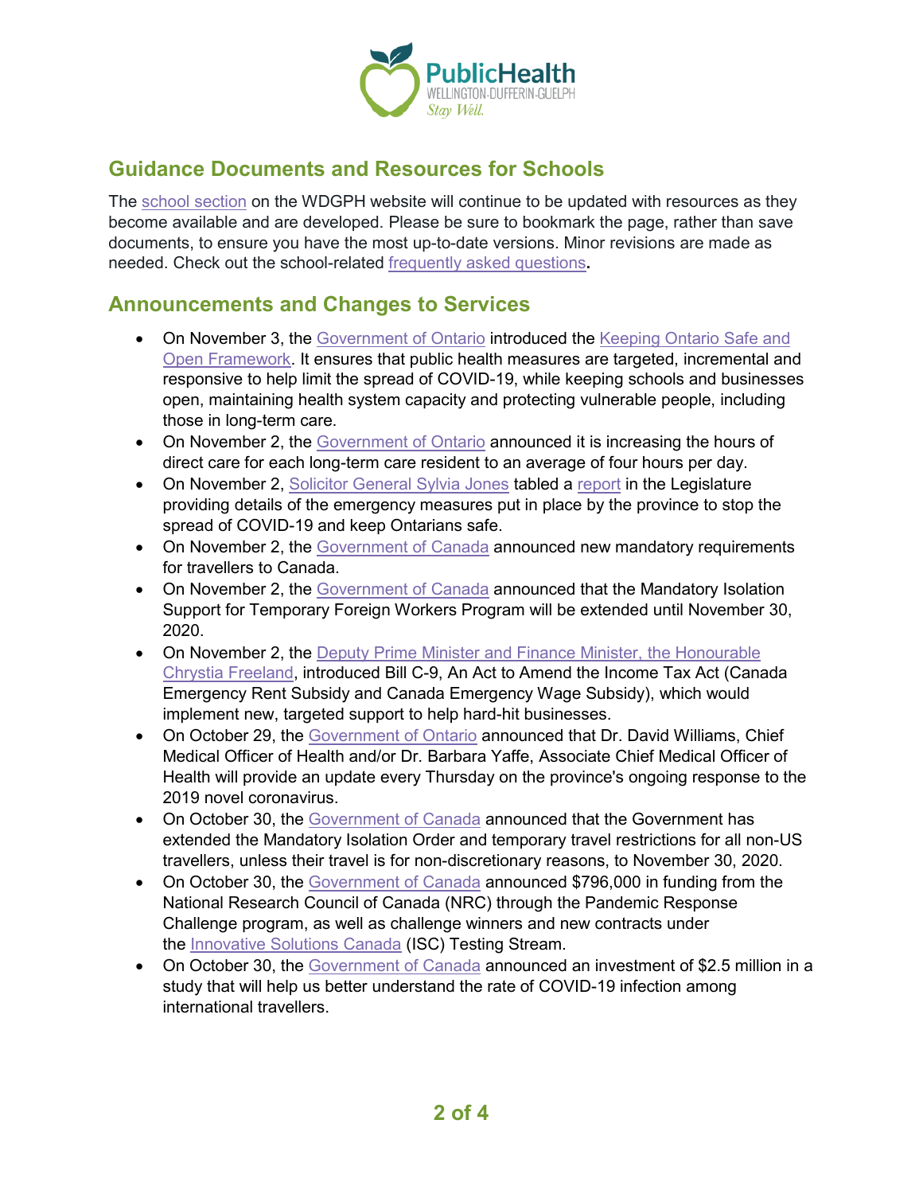## Guidance Documents and Resources for Schools

The school section on the WDGPH website will continue to be updated with resources as they become available and are developed. Please be sure to bookmark the page, rather than save documents, to ensure you have the most up-to-date versions. Minor revisions are made as needed. Check out the school-related frequently asked questions.

## Announcements and Changes to Services

- On November 3, the Government of Ontario introduced the Keeping Ontario Safe and Open Framework. It ensures that public health measures are targeted, incremental and responsive to help limit the spread of COVID-19, while keeping schools and businesses open, maintaining health system capacity and protecting vulnerable people, including those in long-term care.
- On November 2, the Government of Ontario announced it is increasing the hours of direct care for each long-term care resident to an average of four hours per day.
- On November 2, Solicitor General Sylvia Jones tabled a report in the Legislature providing details of the emergency measures put in place by the province to stop the spread of COVID-19 and keep Ontarians safe.
- On November 2, the Government of Canada announced new mandatory requirements for travellers to Canada.
- On November 2, the Government of Canada announced that the Mandatory Isolation Support for Temporary Foreign Workers Program will be extended until November 30, 2020.
- On November 2, the Deputy Prime Minister and Finance Minister, the Honourable Chrystia Freeland, introduced Bill C-9, An Act to Amend the Income Tax Act (Canada Emergency Rent Subsidy and Canada Emergency Wage Subsidy), which would implement new, targeted support to help hard-hit businesses.
- On October 29, the Government of Ontario announced that Dr. David Williams, Chief Medical Officer of Health and/or Dr. Barbara Yaffe, Associate Chief Medical Officer of Health will provide an update every Thursday on the province's ongoing response to the 2019 novel coronavirus.
- On October 30, the Government of Canada announced that the Government has extended the Mandatory Isolation Order and temporary travel restrictions for all non-US travellers, unless their travel is for non-discretionary reasons, to November 30, 2020.
- On October 30, the Government of Canada announced $796,000 in funding from the National Research Council of Canada (NRC) through the Pandemic Response Challenge program, as well as challenge winners and new contracts under the Innovative Solutions Canada (ISC) Testing Stream.
- On October 30, the Government of Canada announced an investment of $2.5 million in a study that will help us better understand the rate of COVID-19 infection among international travellers.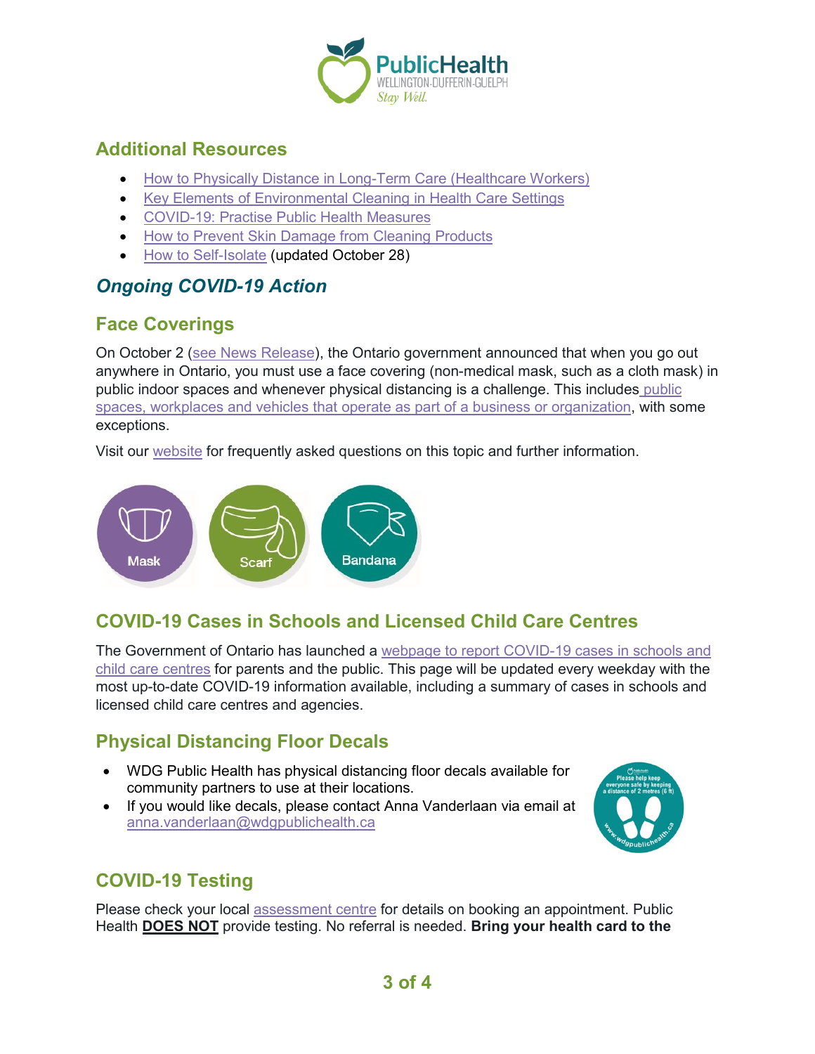## Additional Resources

- How to Physically Distance in Long-Term Care (Healthcare Workers)
- Key Elements of Environmental Cleaning in Health Care Settings
- COVID-19: Practise Public Health Measures
- How to Prevent Skin Damage from Cleaning Products
- How to Self-Isolate (updated October 28)

## *Ongoing COVID-19 Action*

## Face Coverings

On October 2 (see News Release), the Ontario government announced that when you go out anywhere in Ontario, you must use a face covering (non-medical mask, such as a cloth mask) in public indoor spaces and whenever physical distancing is a challenge. This includes public spaces, workplaces and vehicles that operate as part of a business or organization, with some exceptions.

Visit our website for frequently asked questions on this topic and further information.

## COVID-19 Cases in Schools and Licensed Child Care Centres

The Government of Ontario has launched a webpage to report COVID-19 cases in schools and child care centres for parents and the public. This page will be updated every weekday with the most up-to-date COVID-19 information available, including a summary of cases in schools and licensed child care centres and agencies.

## Physical Distancing Floor Decals

- WDG Public Health has physical distancing floor decals available for community partners to use at their locations.
- If you would like decals, please contact Anna Vanderlaan via email at anna.vanderlaan@wdgpublichealth.ca

## COVID-19 Testing

Please check your local assessment centre for details on booking an appointment. Public Health **DOES NOT** provide testing. No referral is needed. **Bring your health card to the**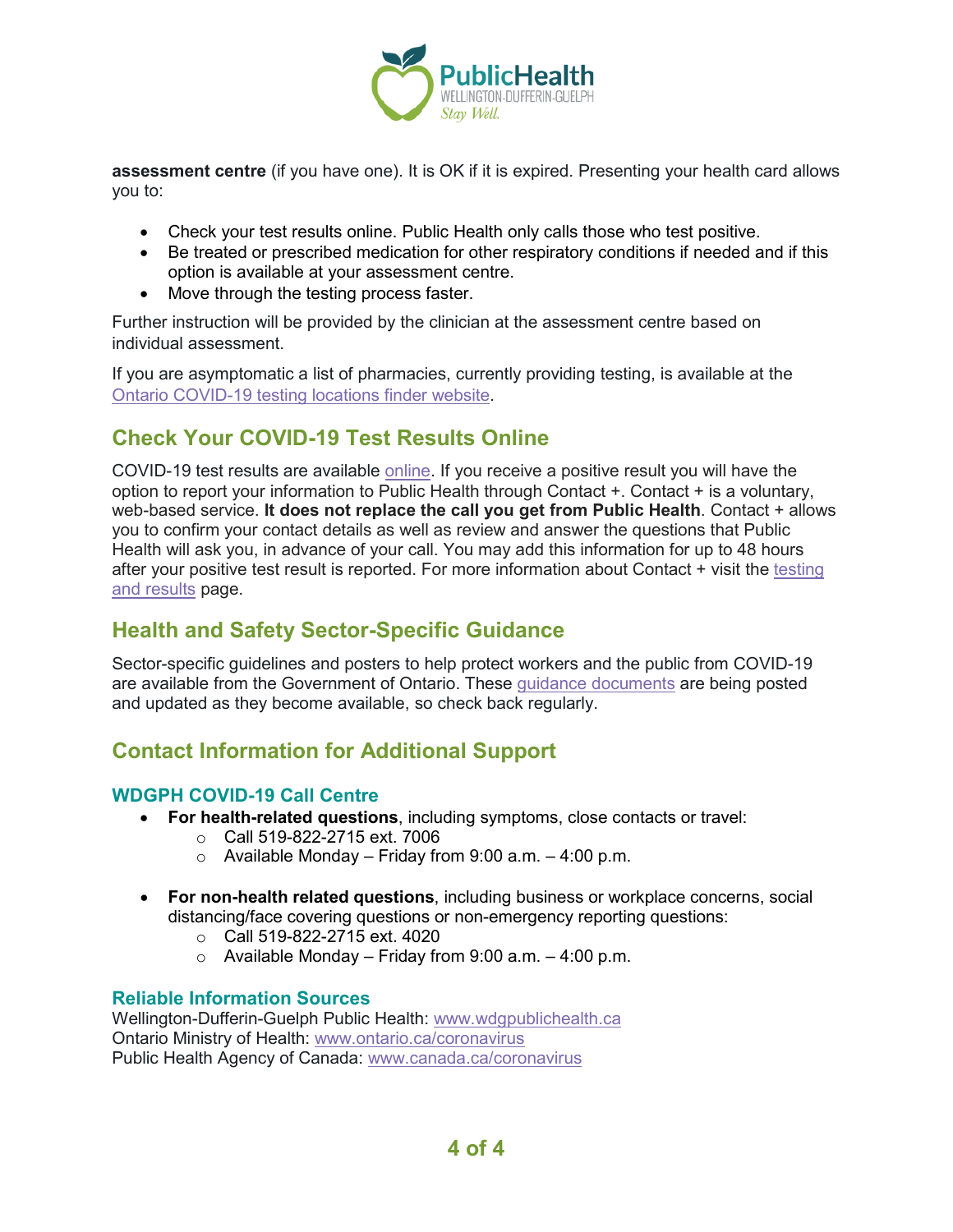**assessment centre** (if you have one). It is OK if it is expired. Presenting your health card allows you to:

- Check your test results online. Public Health only calls those who test positive.
- Be treated or prescribed medication for other respiratory conditions if needed and if this option is available at your assessment centre.
- Move through the testing process faster.

Further instruction will be provided by the clinician at the assessment centre based on individual assessment.

If you are asymptomatic a list of pharmacies, currently providing testing, is available at the Ontario COVID-19 testing locations finder website.

## Check Your COVID-19 Test Results Online

COVID-19 test results are available online. If you receive a positive result you will have the option to report your information to Public Health through Contact +. Contact + is a voluntary, web-based service. **It does not replace the call you get from Public Health**. Contact + allows you to confirm your contact details as well as review and answer the questions that Public Health will ask you, in advance of your call. You may add this information for up to 48 hours after your positive test result is reported. For more information about Contact + visit the testing and results page.

## Health and Safety Sector-Specific Guidance

Sector-specific guidelines and posters to help protect workers and the public from COVID-19 are available from the Government of Ontario. These guidance documents are being posted and updated as they become available, so check back regularly.

## Contact Information for Additional Support

### WDGPH COVID-19 Call Centre

- **For health-related questions**, including symptoms, close contacts or travel:
  - Call 519-822-2715 ext. 7006
  - Available Monday – Friday from 9:00 a.m. – 4:00 p.m.

- **For non-health related questions**, including business or workplace concerns, social distancing/face covering questions or non-emergency reporting questions:
  - Call 519-822-2715 ext. 4020
  - Available Monday – Friday from 9:00 a.m. – 4:00 p.m.

### Reliable Information Sources

Wellington-Dufferin-Guelph Public Health: www.wdgpublichealth.ca
Ontario Ministry of Health: www.ontario.ca/coronavirus
Public Health Agency of Canada: www.canada.ca/coronavirus